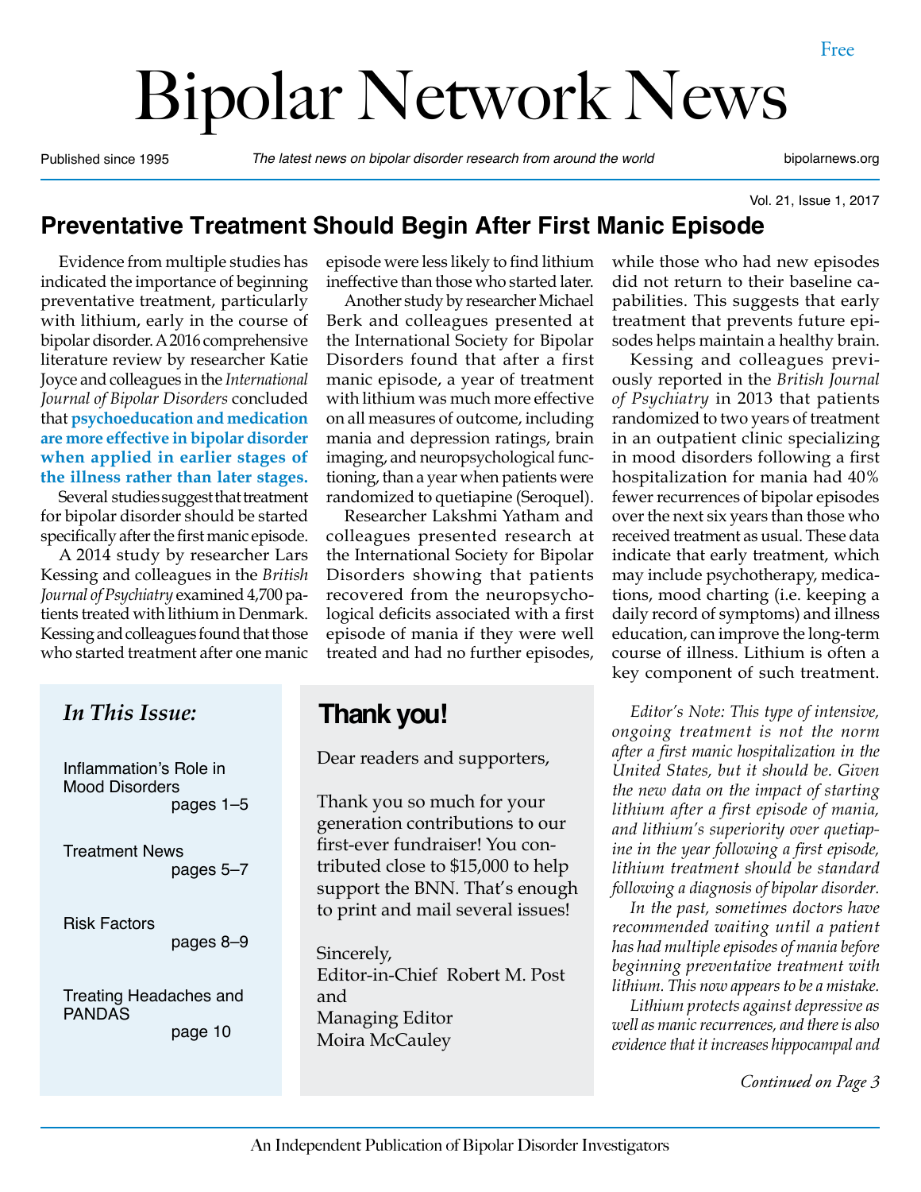Free

# Bipolar Network News

Published since 1995 | *The latest news on bipolar disorder research from around the world* | bipolarnews.org

Vol. 21, Issue 1, 2017

## Preventative Treatment Should Begin After First Manic Episode

Evidence from multiple studies has indicated the importance of beginning preventative treatment, particularly with lithium, early in the course of bipolar disorder. A 2016 comprehensive literature review by researcher Katie Joyce and colleagues in the *International Journal of Bipolar Disorders* concluded that **psychoeducation and medication are more effective in bipolar disorder when applied in earlier stages of the illness rather than later stages.**

Several studies suggest that treatment for bipolar disorder should be started specifically after the first manic episode.

A 2014 study by researcher Lars Kessing and colleagues in the *British Journal of Psychiatry* examined 4,700 patients treated with lithium in Denmark. Kessing and colleagues found that those who started treatment after one manic episode were less likely to find lithium ineffective than those who started later.

Another study by researcher Michael Berk and colleagues presented at the International Society for Bipolar Disorders found that after a first manic episode, a year of treatment with lithium was much more effective on all measures of outcome, including mania and depression ratings, brain imaging, and neuropsychological functioning, than a year when patients were randomized to quetiapine (Seroquel).

Researcher Lakshmi Yatham and colleagues presented research at the International Society for Bipolar Disorders showing that patients recovered from the neuropsychological deficits associated with a first episode of mania if they were well treated and had no further episodes, while those who had new episodes did not return to their baseline capabilities. This suggests that early treatment that prevents future episodes helps maintain a healthy brain.

Kessing and colleagues previously reported in the *British Journal of Psychiatry* in 2013 that patients randomized to two years of treatment in an outpatient clinic specializing in mood disorders following a first hospitalization for mania had 40% fewer recurrences of bipolar episodes over the next six years than those who received treatment as usual. These data indicate that early treatment, which may include psychotherapy, medications, mood charting (i.e. keeping a daily record of symptoms) and illness education, can improve the long-term course of illness. Lithium is often a key component of such treatment.

*Editor's Note: This type of intensive, ongoing treatment is not the norm after a first manic hospitalization in the United States, but it should be. Given the new data on the impact of starting lithium after a first episode of mania, and lithium's superiority over quetiapine in the year following a first episode, lithium treatment should be standard following a diagnosis of bipolar disorder.*

*In the past, sometimes doctors have recommended waiting until a patient has had multiple episodes of mania before beginning preventative treatment with lithium. This now appears to be a mistake.*

*Lithium protects against depressive as well as manic recurrences, and there is also evidence that it increases hippocampal and*

*Continued on Page 3*

### *In This Issue:*

- Inflammation's Role in Mood Disorders — pages 1–5
- Treatment News — pages 5–7
- Risk Factors — pages 8–9
- Treating Headaches and PANDAS — page 10

### Thank you!

Dear readers and supporters,

Thank you so much for your generation contributions to our first-ever fundraiser! You contributed close to $15,000 to help support the BNN. That's enough to print and mail several issues!

Sincerely,
Editor-in-Chief Robert M. Post
and
Managing Editor
Moira McCauley

An Independent Publication of Bipolar Disorder Investigators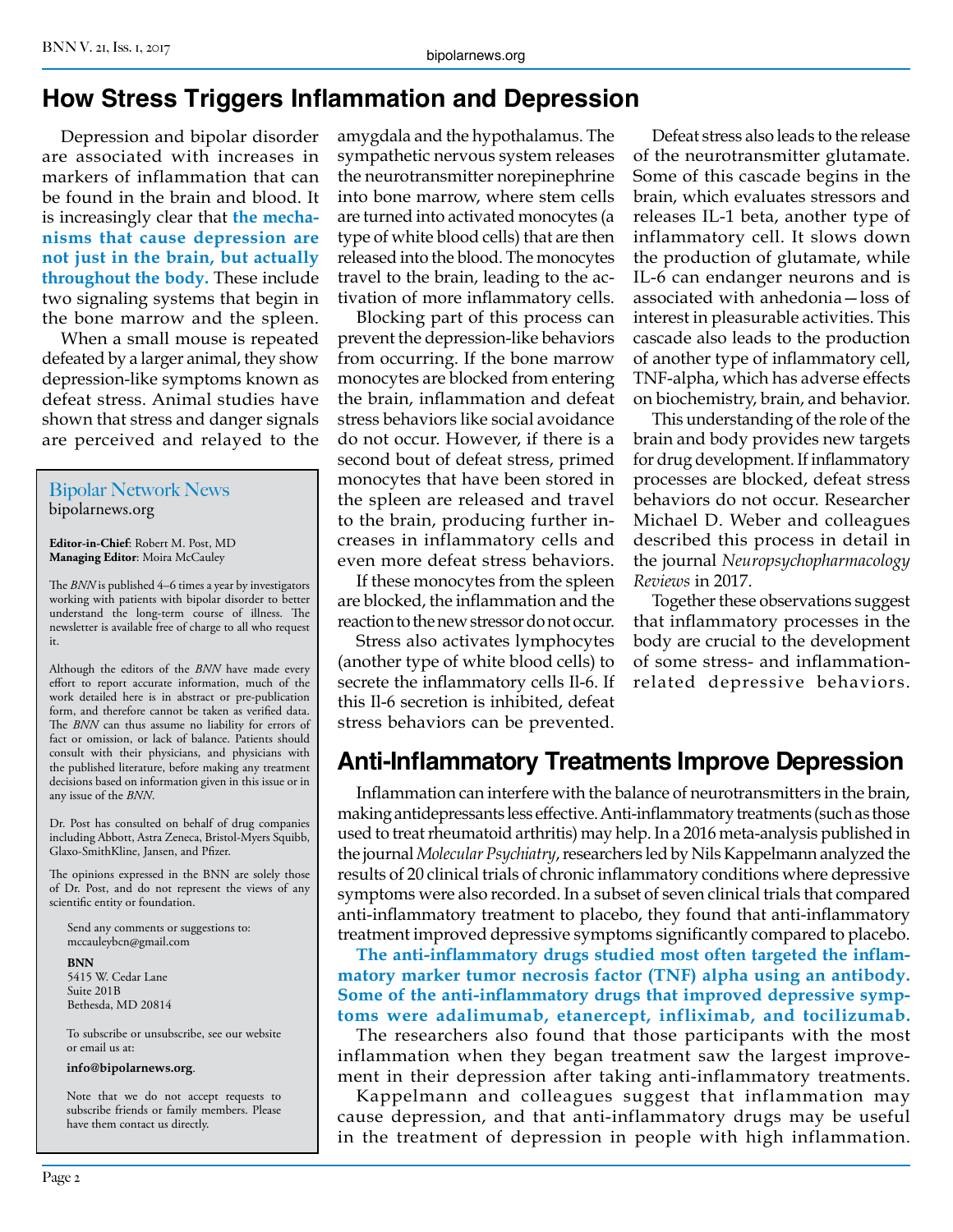# How Stress Triggers Inflammation and Depression

Depression and bipolar disorder are associated with increases in markers of inflammation that can be found in the brain and blood. It is increasingly clear that **the mechanisms that cause depression are not just in the brain, but actually throughout the body.** These include two signaling systems that begin in the bone marrow and the spleen.

When a small mouse is repeated defeated by a larger animal, they show depression-like symptoms known as defeat stress. Animal studies have shown that stress and danger signals are perceived and relayed to the amygdala and the hypothalamus. The sympathetic nervous system releases the neurotransmitter norepinephrine into bone marrow, where stem cells are turned into activated monocytes (a type of white blood cells) that are then released into the blood. The monocytes travel to the brain, leading to the activation of more inflammatory cells.

Blocking part of this process can prevent the depression-like behaviors from occurring. If the bone marrow monocytes are blocked from entering the brain, inflammation and defeat stress behaviors like social avoidance do not occur. However, if there is a second bout of defeat stress, primed monocytes that have been stored in the spleen are released and travel to the brain, producing further increases in inflammatory cells and even more defeat stress behaviors.

If these monocytes from the spleen are blocked, the inflammation and the reaction to the new stressor do not occur.

Stress also activates lymphocytes (another type of white blood cells) to secrete the inflammatory cells Il-6. If this Il-6 secretion is inhibited, defeat stress behaviors can be prevented.

Defeat stress also leads to the release of the neurotransmitter glutamate. Some of this cascade begins in the brain, which evaluates stressors and releases IL-1 beta, another type of inflammatory cell. It slows down the production of glutamate, while IL-6 can endanger neurons and is associated with anhedonia—loss of interest in pleasurable activities. This cascade also leads to the production of another type of inflammatory cell, TNF-alpha, which has adverse effects on biochemistry, brain, and behavior.

This understanding of the role of the brain and body provides new targets for drug development. If inflammatory processes are blocked, defeat stress behaviors do not occur. Researcher Michael D. Weber and colleagues described this process in detail in the journal *Neuropsychopharmacology Reviews* in 2017.

Together these observations suggest that inflammatory processes in the body are crucial to the development of some stress- and inflammation-related depressive behaviors.

---

## Bipolar Network News

bipolarnews.org

**Editor-in-Chief**: Robert M. Post, MD
**Managing Editor**: Moira McCauley

The *BNN* is published 4–6 times a year by investigators working with patients with bipolar disorder to better understand the long-term course of illness. The newsletter is available free of charge to all who request it.

Although the editors of the *BNN* have made every effort to report accurate information, much of the work detailed here is in abstract or pre-publication form, and therefore cannot be taken as verified data. The *BNN* can thus assume no liability for errors of fact or omission, or lack of balance. Patients should consult with their physicians, and physicians with the published literature, before making any treatment decisions based on information given in this issue or in any issue of the *BNN*.

Dr. Post has consulted on behalf of drug companies including Abbott, Astra Zeneca, Bristol-Myers Squibb, Glaxo-SmithKline, Jansen, and Pfizer.

The opinions expressed in the BNN are solely those of Dr. Post, and do not represent the views of any scientific entity or foundation.

Send any comments or suggestions to:
mccauleybcn@gmail.com

**BNN**
5415 W. Cedar Lane
Suite 201B
Bethesda, MD 20814

To subscribe or unsubscribe, see our website or email us at:

**info@bipolarnews.org**.

Note that we do not accept requests to subscribe friends or family members. Please have them contact us directly.

---

# Anti-Inflammatory Treatments Improve Depression

Inflammation can interfere with the balance of neurotransmitters in the brain, making antidepressants less effective. Anti-inflammatory treatments (such as those used to treat rheumatoid arthritis) may help. In a 2016 meta-analysis published in the journal *Molecular Psychiatry*, researchers led by Nils Kappelmann analyzed the results of 20 clinical trials of chronic inflammatory conditions where depressive symptoms were also recorded. In a subset of seven clinical trials that compared anti-inflammatory treatment to placebo, they found that anti-inflammatory treatment improved depressive symptoms significantly compared to placebo.

**The anti-inflammatory drugs studied most often targeted the inflammatory marker tumor necrosis factor (TNF) alpha using an antibody. Some of the anti-inflammatory drugs that improved depressive symptoms were adalimumab, etanercept, infliximab, and tocilizumab.**

The researchers also found that those participants with the most inflammation when they began treatment saw the largest improvement in their depression after taking anti-inflammatory treatments.

Kappelmann and colleagues suggest that inflammation may cause depression, and that anti-inflammatory drugs may be useful in the treatment of depression in people with high inflammation.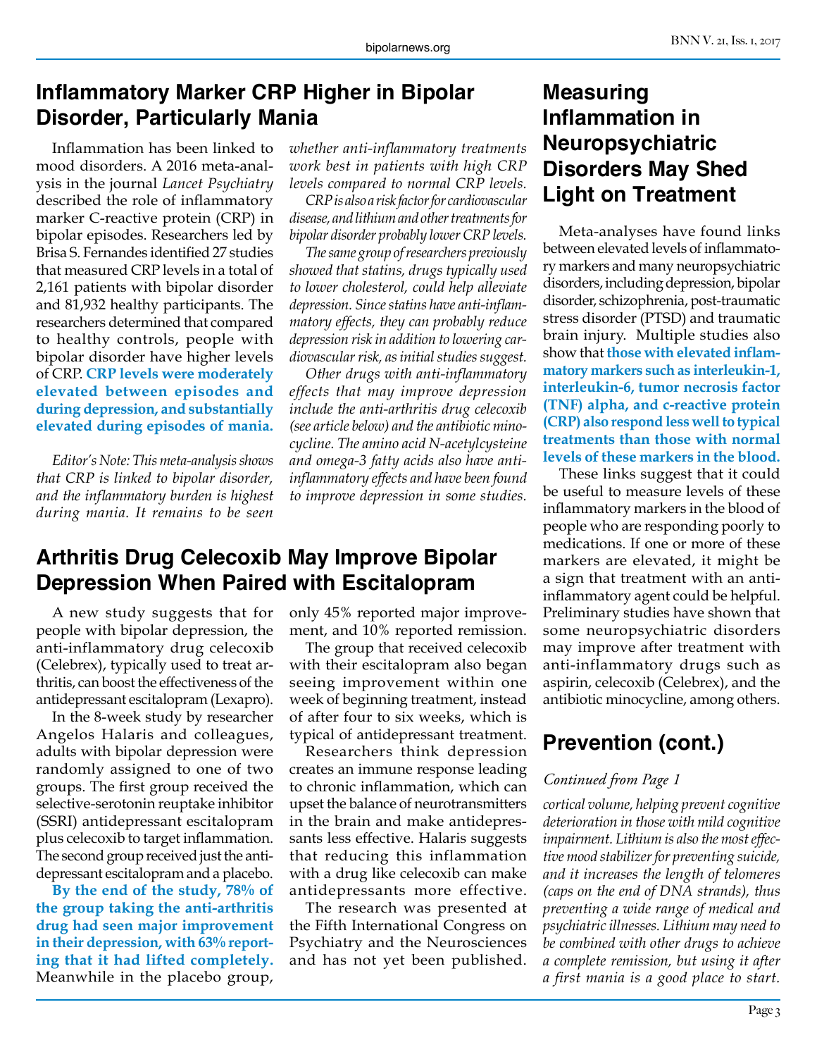## Inflammatory Marker CRP Higher in Bipolar Disorder, Particularly Mania

Inflammation has been linked to mood disorders. A 2016 meta-analysis in the journal *Lancet Psychiatry* described the role of inflammatory marker C-reactive protein (CRP) in bipolar episodes. Researchers led by Brisa S. Fernandes identified 27 studies that measured CRP levels in a total of 2,161 patients with bipolar disorder and 81,932 healthy participants. The researchers determined that compared to healthy controls, people with bipolar disorder have higher levels of CRP. **CRP levels were moderately elevated between episodes and during depression, and substantially elevated during episodes of mania.**

*Editor's Note: This meta-analysis shows that CRP is linked to bipolar disorder, and the inflammatory burden is highest during mania. It remains to be seen whether anti-inflammatory treatments work best in patients with high CRP levels compared to normal CRP levels.*

*CRP is also a risk factor for cardiovascular disease, and lithium and other treatments for bipolar disorder probably lower CRP levels.*

*The same group of researchers previously showed that statins, drugs typically used to lower cholesterol, could help alleviate depression. Since statins have anti-inflammatory effects, they can probably reduce depression risk in addition to lowering cardiovascular risk, as initial studies suggest.*

*Other drugs with anti-inflammatory effects that may improve depression include the anti-arthritis drug celecoxib (see article below) and the antibiotic minocycline. The amino acid N-acetylcysteine and omega-3 fatty acids also have anti-inflammatory effects and have been found to improve depression in some studies.*

## Arthritis Drug Celecoxib May Improve Bipolar Depression When Paired with Escitalopram

A new study suggests that for people with bipolar depression, the anti-inflammatory drug celecoxib (Celebrex), typically used to treat arthritis, can boost the effectiveness of the antidepressant escitalopram (Lexapro).

In the 8-week study by researcher Angelos Halaris and colleagues, adults with bipolar depression were randomly assigned to one of two groups. The first group received the selective-serotonin reuptake inhibitor (SSRI) antidepressant escitalopram plus celecoxib to target inflammation. The second group received just the antidepressant escitalopram and a placebo.

**By the end of the study, 78% of the group taking the anti-arthritis drug had seen major improvement in their depression, with 63% reporting that it had lifted completely.** Meanwhile in the placebo group, only 45% reported major improvement, and 10% reported remission.

The group that received celecoxib with their escitalopram also began seeing improvement within one week of beginning treatment, instead of after four to six weeks, which is typical of antidepressant treatment.

Researchers think depression creates an immune response leading to chronic inflammation, which can upset the balance of neurotransmitters in the brain and make antidepressants less effective. Halaris suggests that reducing this inflammation with a drug like celecoxib can make antidepressants more effective.

The research was presented at the Fifth International Congress on Psychiatry and the Neurosciences and has not yet been published.

## Measuring Inflammation in Neuropsychiatric Disorders May Shed Light on Treatment

Meta-analyses have found links between elevated levels of inflammatory markers and many neuropsychiatric disorders, including depression, bipolar disorder, schizophrenia, post-traumatic stress disorder (PTSD) and traumatic brain injury. Multiple studies also show that **those with elevated inflammatory markers such as interleukin-1, interleukin-6, tumor necrosis factor (TNF) alpha, and c-reactive protein (CRP) also respond less well to typical treatments than those with normal levels of these markers in the blood.**

These links suggest that it could be useful to measure levels of these inflammatory markers in the blood of people who are responding poorly to medications. If one or more of these markers are elevated, it might be a sign that treatment with an anti-inflammatory agent could be helpful. Preliminary studies have shown that some neuropsychiatric disorders may improve after treatment with anti-inflammatory drugs such as aspirin, celecoxib (Celebrex), and the antibiotic minocycline, among others.

## Prevention (cont.)

*Continued from Page 1*

*cortical volume, helping prevent cognitive deterioration in those with mild cognitive impairment. Lithium is also the most effective mood stabilizer for preventing suicide, and it increases the length of telomeres (caps on the end of DNA strands), thus preventing a wide range of medical and psychiatric illnesses. Lithium may need to be combined with other drugs to achieve a complete remission, but using it after a first mania is a good place to start.*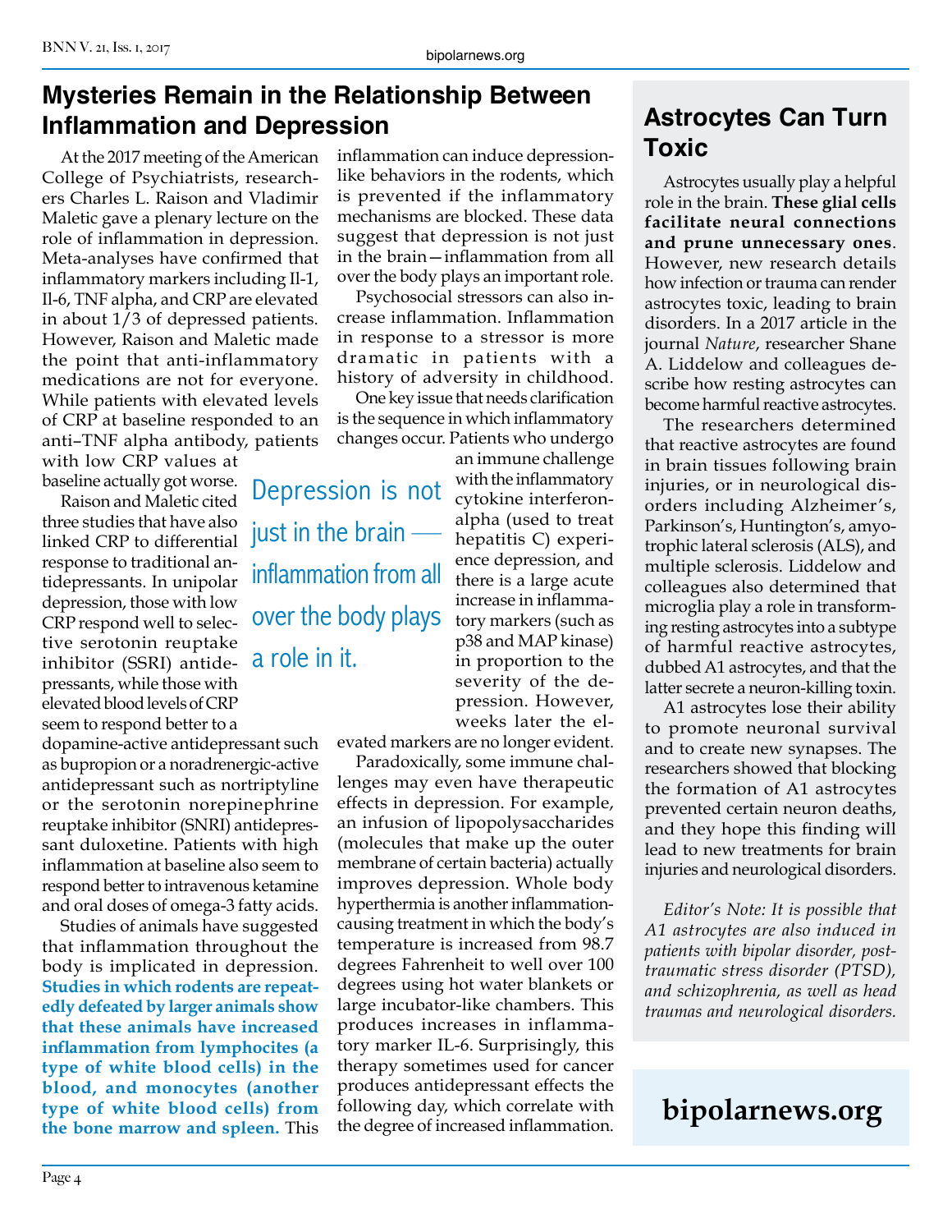## Mysteries Remain in the Relationship Between Inflammation and Depression

At the 2017 meeting of the American College of Psychiatrists, researchers Charles L. Raison and Vladimir Maletic gave a plenary lecture on the role of inflammation in depression. Meta-analyses have confirmed that inflammatory markers including Il-1, Il-6, TNF alpha, and CRP are elevated in about 1/3 of depressed patients. However, Raison and Maletic made the point that anti-inflammatory medications are not for everyone. While patients with elevated levels of CRP at baseline responded to an anti–TNF alpha antibody, patients with low CRP values at baseline actually got worse.

Raison and Maletic cited three studies that have also linked CRP to differential response to traditional antidepressants. In unipolar depression, those with low CRP respond well to selective serotonin reuptake inhibitor (SSRI) antidepressants, while those with elevated blood levels of CRP seem to respond better to a dopamine-active antidepressant such as bupropion or a noradrenergic-active antidepressant such as nortriptyline or the serotonin norepinephrine reuptake inhibitor (SNRI) antidepressant duloxetine. Patients with high inflammation at baseline also seem to respond better to intravenous ketamine and oral doses of omega-3 fatty acids.

Studies of animals have suggested that inflammation throughout the body is implicated in depression. **Studies in which rodents are repeatedly defeated by larger animals show that these animals have increased inflammation from lymphocites (a type of white blood cells) in the blood, and monocytes (another type of white blood cells) from the bone marrow and spleen.** This inflammation can induce depression-like behaviors in the rodents, which is prevented if the inflammatory mechanisms are blocked. These data suggest that depression is not just in the brain—inflammation from all over the body plays an important role.

Psychosocial stressors can also increase inflammation. Inflammation in response to a stressor is more dramatic in patients with a history of adversity in childhood.

One key issue that needs clarification is the sequence in which inflammatory changes occur. Patients who undergo an immune challenge with the inflammatory cytokine interferon-alpha (used to treat hepatitis C) experience depression, and there is a large acute increase in inflammatory markers (such as p38 and MAP kinase) in proportion to the severity of the depression. However, weeks later the elevated markers are no longer evident.

> Depression is not just in the brain — inflammation from all over the body plays a role in it.

Paradoxically, some immune challenges may even have therapeutic effects in depression. For example, an infusion of lipopolysaccharides (molecules that make up the outer membrane of certain bacteria) actually improves depression. Whole body hyperthermia is another inflammation-causing treatment in which the body's temperature is increased from 98.7 degrees Fahrenheit to well over 100 degrees using hot water blankets or large incubator-like chambers. This produces increases in inflammatory marker IL-6. Surprisingly, this therapy sometimes used for cancer produces antidepressant effects the following day, which correlate with the degree of increased inflammation.

## Astrocytes Can Turn Toxic

Astrocytes usually play a helpful role in the brain. **These glial cells facilitate neural connections and prune unnecessary ones**. However, new research details how infection or trauma can render astrocytes toxic, leading to brain disorders. In a 2017 article in the journal *Nature*, researcher Shane A. Liddelow and colleagues describe how resting astrocytes can become harmful reactive astrocytes.

The researchers determined that reactive astrocytes are found in brain tissues following brain injuries, or in neurological disorders including Alzheimer's, Parkinson's, Huntington's, amyotrophic lateral sclerosis (ALS), and multiple sclerosis. Liddelow and colleagues also determined that microglia play a role in transforming resting astrocytes into a subtype of harmful reactive astrocytes, dubbed A1 astrocytes, and that the latter secrete a neuron-killing toxin.

A1 astrocytes lose their ability to promote neuronal survival and to create new synapses. The researchers showed that blocking the formation of A1 astrocytes prevented certain neuron deaths, and they hope this finding will lead to new treatments for brain injuries and neurological disorders.

*Editor's Note: It is possible that A1 astrocytes are also induced in patients with bipolar disorder, post-traumatic stress disorder (PTSD), and schizophrenia, as well as head traumas and neurological disorders.*

**bipolarnews.org**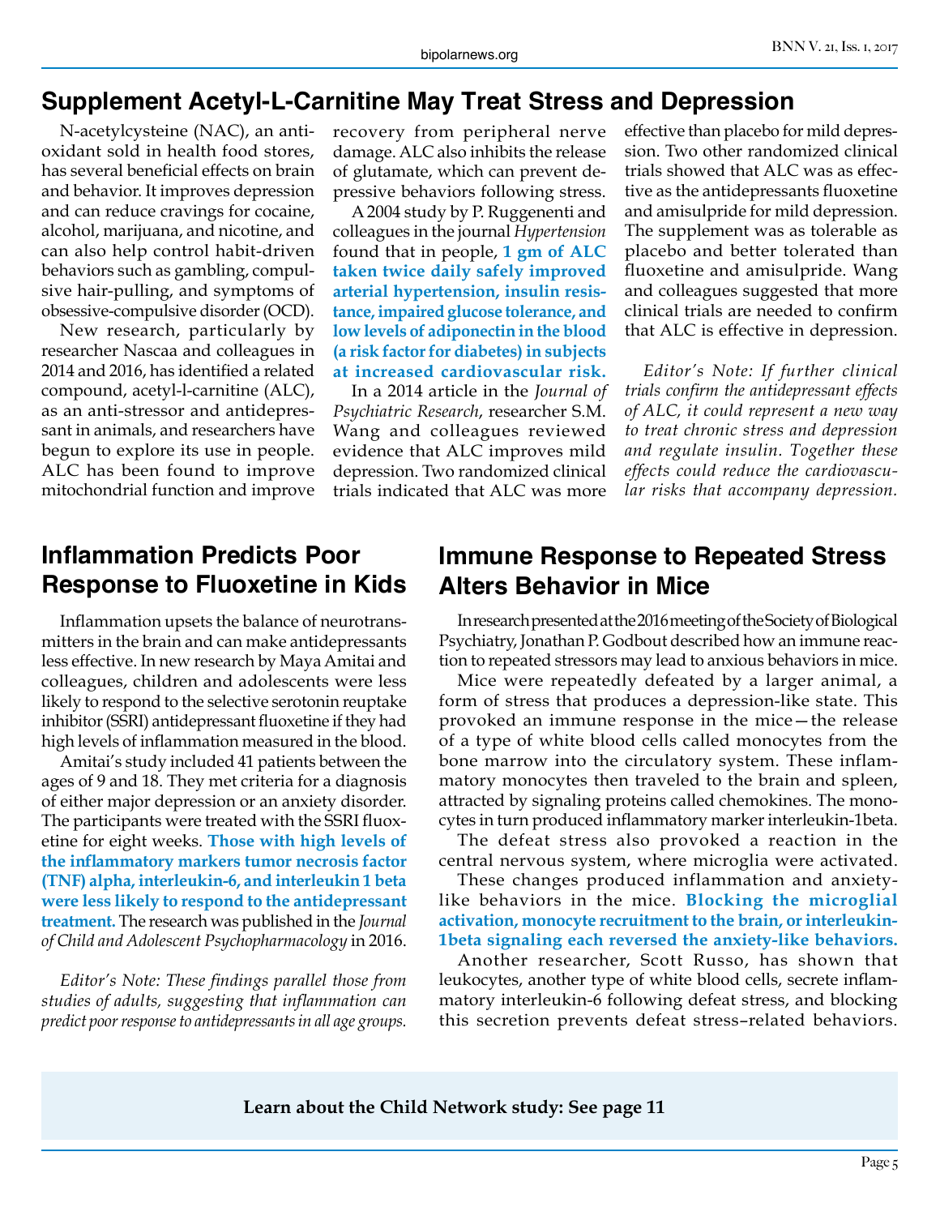## Supplement Acetyl-L-Carnitine May Treat Stress and Depression

N-acetylcysteine (NAC), an antioxidant sold in health food stores, has several beneficial effects on brain and behavior. It improves depression and can reduce cravings for cocaine, alcohol, marijuana, and nicotine, and can also help control habit-driven behaviors such as gambling, compulsive hair-pulling, and symptoms of obsessive-compulsive disorder (OCD).

New research, particularly by researcher Nascaa and colleagues in 2014 and 2016, has identified a related compound, acetyl-l-carnitine (ALC), as an anti-stressor and antidepressant in animals, and researchers have begun to explore its use in people. ALC has been found to improve mitochondrial function and improve recovery from peripheral nerve damage. ALC also inhibits the release of glutamate, which can prevent depressive behaviors following stress.

A 2004 study by P. Ruggenenti and colleagues in the journal *Hypertension* found that in people, **1 gm of ALC taken twice daily safely improved arterial hypertension, insulin resistance, impaired glucose tolerance, and low levels of adiponectin in the blood (a risk factor for diabetes) in subjects at increased cardiovascular risk.**

In a 2014 article in the *Journal of Psychiatric Research*, researcher S.M. Wang and colleagues reviewed evidence that ALC improves mild depression. Two randomized clinical trials indicated that ALC was more effective than placebo for mild depression. Two other randomized clinical trials showed that ALC was as effective as the antidepressants fluoxetine and amisulpride for mild depression. The supplement was as tolerable as placebo and better tolerated than fluoxetine and amisulpride. Wang and colleagues suggested that more clinical trials are needed to confirm that ALC is effective in depression.

*Editor's Note: If further clinical trials confirm the antidepressant effects of ALC, it could represent a new way to treat chronic stress and depression and regulate insulin. Together these effects could reduce the cardiovascular risks that accompany depression.*

## Inflammation Predicts Poor Response to Fluoxetine in Kids

Inflammation upsets the balance of neurotransmitters in the brain and can make antidepressants less effective. In new research by Maya Amitai and colleagues, children and adolescents were less likely to respond to the selective serotonin reuptake inhibitor (SSRI) antidepressant fluoxetine if they had high levels of inflammation measured in the blood.

Amitai's study included 41 patients between the ages of 9 and 18. They met criteria for a diagnosis of either major depression or an anxiety disorder. The participants were treated with the SSRI fluoxetine for eight weeks. **Those with high levels of the inflammatory markers tumor necrosis factor (TNF) alpha, interleukin-6, and interleukin 1 beta were less likely to respond to the antidepressant treatment.** The research was published in the *Journal of Child and Adolescent Psychopharmacology* in 2016.

*Editor's Note: These findings parallel those from studies of adults, suggesting that inflammation can predict poor response to antidepressants in all age groups.*

## Immune Response to Repeated Stress Alters Behavior in Mice

In research presented at the 2016 meeting of the Society of Biological Psychiatry, Jonathan P. Godbout described how an immune reaction to repeated stressors may lead to anxious behaviors in mice.

Mice were repeatedly defeated by a larger animal, a form of stress that produces a depression-like state. This provoked an immune response in the mice—the release of a type of white blood cells called monocytes from the bone marrow into the circulatory system. These inflammatory monocytes then traveled to the brain and spleen, attracted by signaling proteins called chemokines. The monocytes in turn produced inflammatory marker interleukin-1beta.

The defeat stress also provoked a reaction in the central nervous system, where microglia were activated.

These changes produced inflammation and anxiety-like behaviors in the mice. **Blocking the microglial activation, monocyte recruitment to the brain, or interleukin-1beta signaling each reversed the anxiety-like behaviors.**

Another researcher, Scott Russo, has shown that leukocytes, another type of white blood cells, secrete inflammatory interleukin-6 following defeat stress, and blocking this secretion prevents defeat stress–related behaviors.

**Learn about the Child Network study: See page 11**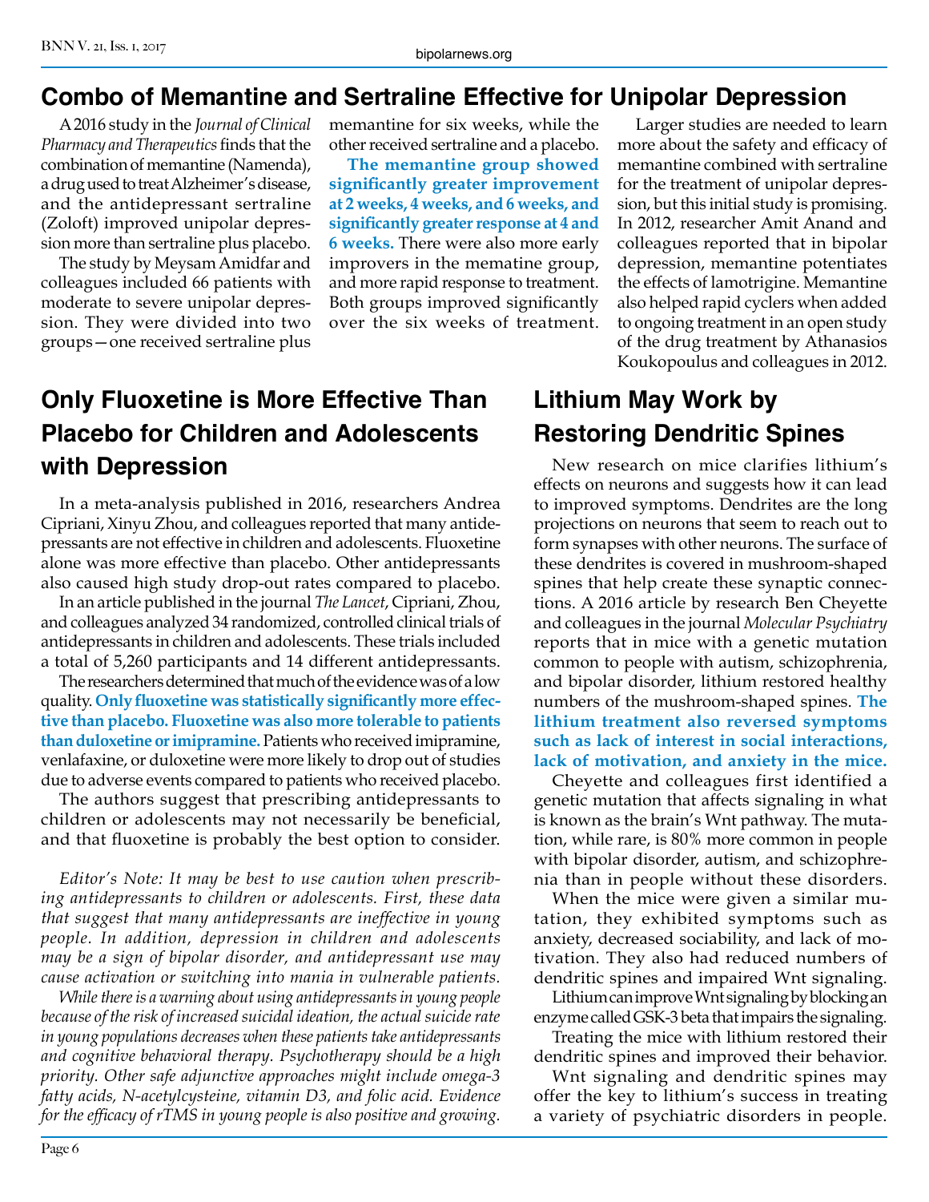## Combo of Memantine and Sertraline Effective for Unipolar Depression

A 2016 study in the *Journal of Clinical Pharmacy and Therapeutics* finds that the combination of memantine (Namenda), a drug used to treat Alzheimer's disease, and the antidepressant sertraline (Zoloft) improved unipolar depression more than sertraline plus placebo.

The study by Meysam Amidfar and colleagues included 66 patients with moderate to severe unipolar depression. They were divided into two groups—one received sertraline plus memantine for six weeks, while the other received sertraline and a placebo.

**The memantine group showed significantly greater improvement at 2 weeks, 4 weeks, and 6 weeks, and significantly greater response at 4 and 6 weeks.** There were also more early improvers in the mematine group, and more rapid response to treatment. Both groups improved significantly over the six weeks of treatment.

Larger studies are needed to learn more about the safety and efficacy of memantine combined with sertraline for the treatment of unipolar depression, but this initial study is promising. In 2012, researcher Amit Anand and colleagues reported that in bipolar depression, memantine potentiates the effects of lamotrigine. Memantine also helped rapid cyclers when added to ongoing treatment in an open study of the drug treatment by Athanasios Koukopoulus and colleagues in 2012.

## Only Fluoxetine is More Effective Than Placebo for Children and Adolescents with Depression

In a meta-analysis published in 2016, researchers Andrea Cipriani, Xinyu Zhou, and colleagues reported that many antidepressants are not effective in children and adolescents. Fluoxetine alone was more effective than placebo. Other antidepressants also caused high study drop-out rates compared to placebo.

In an article published in the journal *The Lancet*, Cipriani, Zhou, and colleagues analyzed 34 randomized, controlled clinical trials of antidepressants in children and adolescents. These trials included a total of 5,260 participants and 14 different antidepressants.

The researchers determined that much of the evidence was of a low quality. **Only fluoxetine was statistically significantly more effective than placebo. Fluoxetine was also more tolerable to patients than duloxetine or imipramine.** Patients who received imipramine, venlafaxine, or duloxetine were more likely to drop out of studies due to adverse events compared to patients who received placebo.

The authors suggest that prescribing antidepressants to children or adolescents may not necessarily be beneficial, and that fluoxetine is probably the best option to consider.

*Editor's Note: It may be best to use caution when prescribing antidepressants to children or adolescents. First, these data that suggest that many antidepressants are ineffective in young people. In addition, depression in children and adolescents may be a sign of bipolar disorder, and antidepressant use may cause activation or switching into mania in vulnerable patients.*

*While there is a warning about using antidepressants in young people because of the risk of increased suicidal ideation, the actual suicide rate in young populations decreases when these patients take antidepressants and cognitive behavioral therapy. Psychotherapy should be a high priority. Other safe adjunctive approaches might include omega-3 fatty acids, N-acetylcysteine, vitamin D3, and folic acid. Evidence for the efficacy of rTMS in young people is also positive and growing.*

## Lithium May Work by Restoring Dendritic Spines

New research on mice clarifies lithium's effects on neurons and suggests how it can lead to improved symptoms. Dendrites are the long projections on neurons that seem to reach out to form synapses with other neurons. The surface of these dendrites is covered in mushroom-shaped spines that help create these synaptic connections. A 2016 article by research Ben Cheyette and colleagues in the journal *Molecular Psychiatry* reports that in mice with a genetic mutation common to people with autism, schizophrenia, and bipolar disorder, lithium restored healthy numbers of the mushroom-shaped spines. **The lithium treatment also reversed symptoms such as lack of interest in social interactions, lack of motivation, and anxiety in the mice.**

Cheyette and colleagues first identified a genetic mutation that affects signaling in what is known as the brain's Wnt pathway. The mutation, while rare, is 80% more common in people with bipolar disorder, autism, and schizophrenia than in people without these disorders.

When the mice were given a similar mutation, they exhibited symptoms such as anxiety, decreased sociability, and lack of motivation. They also had reduced numbers of dendritic spines and impaired Wnt signaling.

Lithium can improve Wnt signaling by blocking an enzyme called GSK-3 beta that impairs the signaling.

Treating the mice with lithium restored their dendritic spines and improved their behavior.

Wnt signaling and dendritic spines may offer the key to lithium's success in treating a variety of psychiatric disorders in people.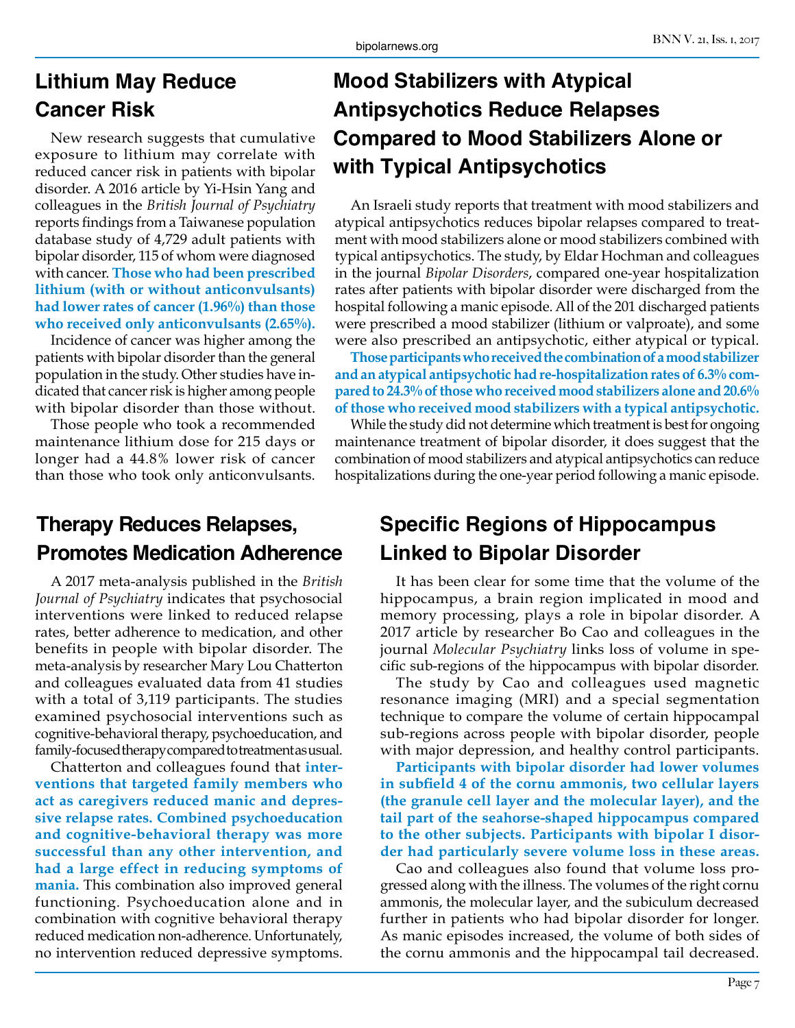## Lithium May Reduce Cancer Risk

New research suggests that cumulative exposure to lithium may correlate with reduced cancer risk in patients with bipolar disorder. A 2016 article by Yi-Hsin Yang and colleagues in the *British Journal of Psychiatry* reports findings from a Taiwanese population database study of 4,729 adult patients with bipolar disorder, 115 of whom were diagnosed with cancer. **Those who had been prescribed lithium (with or without anticonvulsants) had lower rates of cancer (1.96%) than those who received only anticonvulsants (2.65%).**

Incidence of cancer was higher among the patients with bipolar disorder than the general population in the study. Other studies have indicated that cancer risk is higher among people with bipolar disorder than those without.

Those people who took a recommended maintenance lithium dose for 215 days or longer had a 44.8% lower risk of cancer than those who took only anticonvulsants.

## Mood Stabilizers with Atypical Antipsychotics Reduce Relapses Compared to Mood Stabilizers Alone or with Typical Antipsychotics

An Israeli study reports that treatment with mood stabilizers and atypical antipsychotics reduces bipolar relapses compared to treatment with mood stabilizers alone or mood stabilizers combined with typical antipsychotics. The study, by Eldar Hochman and colleagues in the journal *Bipolar Disorders*, compared one-year hospitalization rates after patients with bipolar disorder were discharged from the hospital following a manic episode. All of the 201 discharged patients were prescribed a mood stabilizer (lithium or valproate), and some were also prescribed an antipsychotic, either atypical or typical.

**Those participants who received the combination of a mood stabilizer and an atypical antipsychotic had re-hospitalization rates of 6.3% compared to 24.3% of those who received mood stabilizers alone and 20.6% of those who received mood stabilizers with a typical antipsychotic.**

While the study did not determine which treatment is best for ongoing maintenance treatment of bipolar disorder, it does suggest that the combination of mood stabilizers and atypical antipsychotics can reduce hospitalizations during the one-year period following a manic episode.

## Therapy Reduces Relapses, Promotes Medication Adherence

A 2017 meta-analysis published in the *British Journal of Psychiatry* indicates that psychosocial interventions were linked to reduced relapse rates, better adherence to medication, and other benefits in people with bipolar disorder. The meta-analysis by researcher Mary Lou Chatterton and colleagues evaluated data from 41 studies with a total of 3,119 participants. The studies examined psychosocial interventions such as cognitive-behavioral therapy, psychoeducation, and family-focused therapy compared to treatment as usual.

Chatterton and colleagues found that **interventions that targeted family members who act as caregivers reduced manic and depressive relapse rates. Combined psychoeducation and cognitive-behavioral therapy was more successful than any other intervention, and had a large effect in reducing symptoms of mania.** This combination also improved general functioning. Psychoeducation alone and in combination with cognitive behavioral therapy reduced medication non-adherence. Unfortunately, no intervention reduced depressive symptoms.

## Specific Regions of Hippocampus Linked to Bipolar Disorder

It has been clear for some time that the volume of the hippocampus, a brain region implicated in mood and memory processing, plays a role in bipolar disorder. A 2017 article by researcher Bo Cao and colleagues in the journal *Molecular Psychiatry* links loss of volume in specific sub-regions of the hippocampus with bipolar disorder.

The study by Cao and colleagues used magnetic resonance imaging (MRI) and a special segmentation technique to compare the volume of certain hippocampal sub-regions across people with bipolar disorder, people with major depression, and healthy control participants.

**Participants with bipolar disorder had lower volumes in subfield 4 of the cornu ammonis, two cellular layers (the granule cell layer and the molecular layer), and the tail part of the seahorse-shaped hippocampus compared to the other subjects. Participants with bipolar I disorder had particularly severe volume loss in these areas.**

Cao and colleagues also found that volume loss progressed along with the illness. The volumes of the right cornu ammonis, the molecular layer, and the subiculum decreased further in patients who had bipolar disorder for longer. As manic episodes increased, the volume of both sides of the cornu ammonis and the hippocampal tail decreased.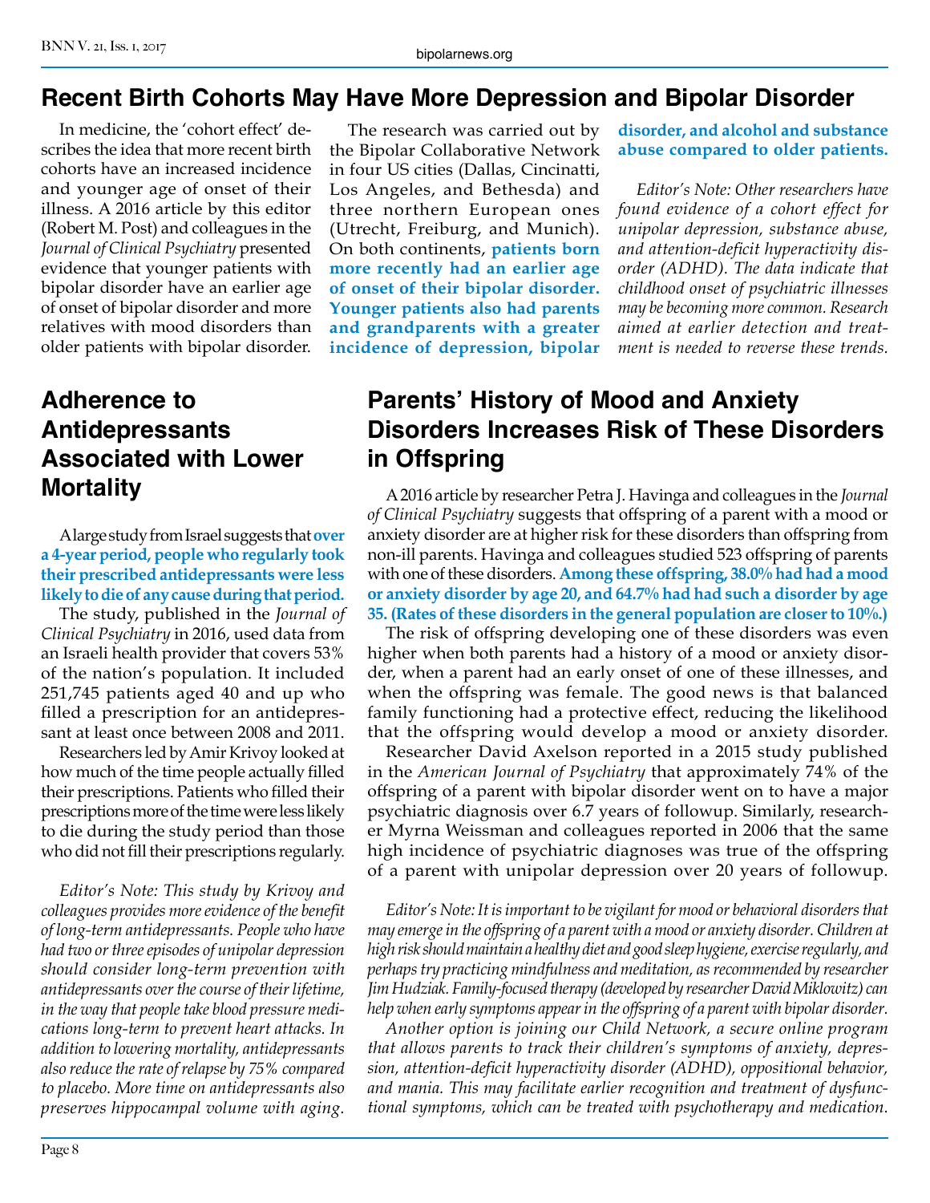## Recent Birth Cohorts May Have More Depression and Bipolar Disorder

In medicine, the 'cohort effect' describes the idea that more recent birth cohorts have an increased incidence and younger age of onset of their illness. A 2016 article by this editor (Robert M. Post) and colleagues in the *Journal of Clinical Psychiatry* presented evidence that younger patients with bipolar disorder have an earlier age of onset of bipolar disorder and more relatives with mood disorders than older patients with bipolar disorder.

The research was carried out by the Bipolar Collaborative Network in four US cities (Dallas, Cincinatti, Los Angeles, and Bethesda) and three northern European ones (Utrecht, Freiburg, and Munich). On both continents, **patients born more recently had an earlier age of onset of their bipolar disorder. Younger patients also had parents and grandparents with a greater incidence of depression, bipolar disorder, and alcohol and substance abuse compared to older patients.**

*Editor's Note: Other researchers have found evidence of a cohort effect for unipolar depression, substance abuse, and attention-deficit hyperactivity disorder (ADHD). The data indicate that childhood onset of psychiatric illnesses may be becoming more common. Research aimed at earlier detection and treatment is needed to reverse these trends.*

## Adherence to Antidepressants Associated with Lower Mortality

A large study from Israel suggests that **over a 4-year period, people who regularly took their prescribed antidepressants were less likely to die of any cause during that period.**

The study, published in the *Journal of Clinical Psychiatry* in 2016, used data from an Israeli health provider that covers 53% of the nation's population. It included 251,745 patients aged 40 and up who filled a prescription for an antidepressant at least once between 2008 and 2011.

Researchers led by Amir Krivoy looked at how much of the time people actually filled their prescriptions. Patients who filled their prescriptions more of the time were less likely to die during the study period than those who did not fill their prescriptions regularly.

*Editor's Note: This study by Krivoy and colleagues provides more evidence of the benefit of long-term antidepressants. People who have had two or three episodes of unipolar depression should consider long-term prevention with antidepressants over the course of their lifetime, in the way that people take blood pressure medications long-term to prevent heart attacks. In addition to lowering mortality, antidepressants also reduce the rate of relapse by 75% compared to placebo. More time on antidepressants also preserves hippocampal volume with aging.*

## Parents' History of Mood and Anxiety Disorders Increases Risk of These Disorders in Offspring

A 2016 article by researcher Petra J. Havinga and colleagues in the *Journal of Clinical Psychiatry* suggests that offspring of a parent with a mood or anxiety disorder are at higher risk for these disorders than offspring from non-ill parents. Havinga and colleagues studied 523 offspring of parents with one of these disorders. **Among these offspring, 38.0% had had a mood or anxiety disorder by age 20, and 64.7% had had such a disorder by age 35. (Rates of these disorders in the general population are closer to 10%.)**

The risk of offspring developing one of these disorders was even higher when both parents had a history of a mood or anxiety disorder, when a parent had an early onset of one of these illnesses, and when the offspring was female. The good news is that balanced family functioning had a protective effect, reducing the likelihood that the offspring would develop a mood or anxiety disorder.

Researcher David Axelson reported in a 2015 study published in the *American Journal of Psychiatry* that approximately 74% of the offspring of a parent with bipolar disorder went on to have a major psychiatric diagnosis over 6.7 years of followup. Similarly, researcher Myrna Weissman and colleagues reported in 2006 that the same high incidence of psychiatric diagnoses was true of the offspring of a parent with unipolar depression over 20 years of followup.

*Editor's Note: It is important to be vigilant for mood or behavioral disorders that may emerge in the offspring of a parent with a mood or anxiety disorder. Children at high risk should maintain a healthy diet and good sleep hygiene, exercise regularly, and perhaps try practicing mindfulness and meditation, as recommended by researcher Jim Hudziak. Family-focused therapy (developed by researcher David Miklowitz) can help when early symptoms appear in the offspring of a parent with bipolar disorder.*

*Another option is joining our Child Network, a secure online program that allows parents to track their children's symptoms of anxiety, depression, attention-deficit hyperactivity disorder (ADHD), oppositional behavior, and mania. This may facilitate earlier recognition and treatment of dysfunctional symptoms, which can be treated with psychotherapy and medication.*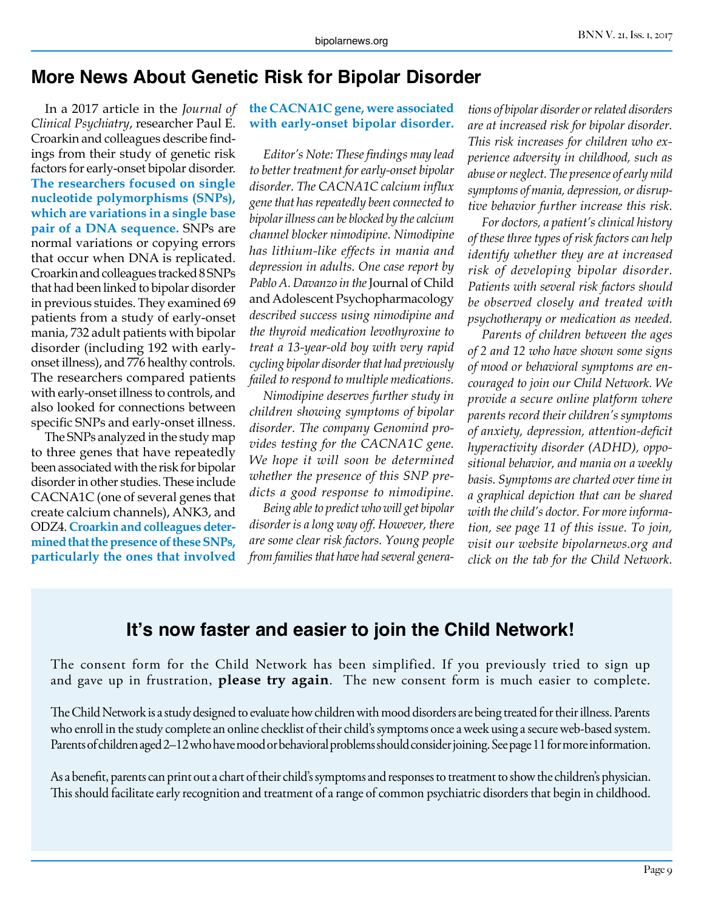## More News About Genetic Risk for Bipolar Disorder

In a 2017 article in the *Journal of Clinical Psychiatry*, researcher Paul E. Croarkin and colleagues describe findings from their study of genetic risk factors for early-onset bipolar disorder. **The researchers focused on single nucleotide polymorphisms (SNPs), which are variations in a single base pair of a DNA sequence.** SNPs are normal variations or copying errors that occur when DNA is replicated. Croarkin and colleagues tracked 8 SNPs that had been linked to bipolar disorder in previous stuides. They examined 69 patients from a study of early-onset mania, 732 adult patients with bipolar disorder (including 192 with early-onset illness), and 776 healthy controls. The researchers compared patients with early-onset illness to controls, and also looked for connections between specific SNPs and early-onset illness.

The SNPs analyzed in the study map to three genes that have repeatedly been associated with the risk for bipolar disorder in other studies. These include CACNA1C (one of several genes that create calcium channels), ANK3, and ODZ4. **Croarkin and colleagues determined that the presence of these SNPs, particularly the ones that involved the CACNA1C gene, were associated with early-onset bipolar disorder.**

*Editor's Note: These findings may lead to better treatment for early-onset bipolar disorder. The CACNA1C calcium influx gene that has repeatedly been connected to bipolar illness can be blocked by the calcium channel blocker nimodipine. Nimodipine has lithium-like effects in mania and depression in adults. One case report by Pablo A. Davanzo in the* Journal of Child and Adolescent Psychopharmacology *described success using nimodipine and the thyroid medication levothyroxine to treat a 13-year-old boy with very rapid cycling bipolar disorder that had previously failed to respond to multiple medications.*

*Nimodipine deserves further study in children showing symptoms of bipolar disorder. The company Genomind provides testing for the CACNA1C gene. We hope it will soon be determined whether the presence of this SNP predicts a good response to nimodipine.*

*Being able to predict who will get bipolar disorder is a long way off. However, there are some clear risk factors. Young people from families that have had several generations of bipolar disorder or related disorders are at increased risk for bipolar disorder. This risk increases for children who experience adversity in childhood, such as abuse or neglect. The presence of early mild symptoms of mania, depression, or disruptive behavior further increase this risk.*

*For doctors, a patient's clinical history of these three types of risk factors can help identify whether they are at increased risk of developing bipolar disorder. Patients with several risk factors should be observed closely and treated with psychotherapy or medication as needed.*

*Parents of children between the ages of 2 and 12 who have shown some signs of mood or behavioral symptoms are encouraged to join our Child Network. We provide a secure online platform where parents record their children's symptoms of anxiety, depression, attention-deficit hyperactivity disorder (ADHD), oppositional behavior, and mania on a weekly basis. Symptoms are charted over time in a graphical depiction that can be shared with the child's doctor. For more information, see page 11 of this issue. To join, visit our website bipolarnews.org and click on the tab for the Child Network.*

### It's now faster and easier to join the Child Network!

The consent form for the Child Network has been simplified. If you previously tried to sign up and gave up in frustration, **please try again**. The new consent form is much easier to complete.

The Child Network is a study designed to evaluate how children with mood disorders are being treated for their illness. Parents who enroll in the study complete an online checklist of their child's symptoms once a week using a secure web-based system. Parents of children aged 2–12 who have mood or behavioral problems should consider joining. See page 11 for more information.

As a benefit, parents can print out a chart of their child's symptoms and responses to treatment to show the children's physician. This should facilitate early recognition and treatment of a range of common psychiatric disorders that begin in childhood.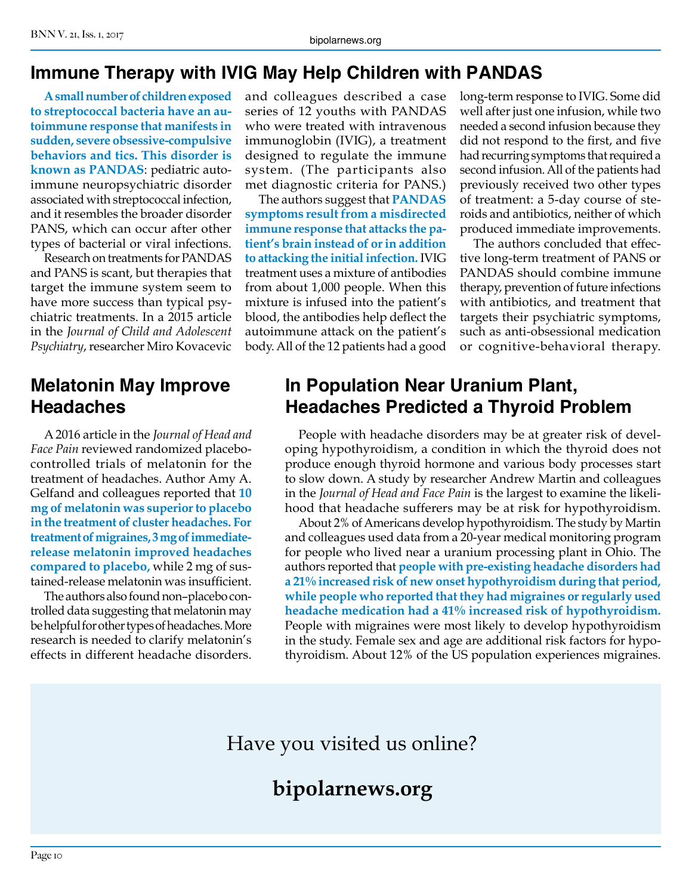## Immune Therapy with IVIG May Help Children with PANDAS

**A small number of children exposed to streptococcal bacteria have an autoimmune response that manifests in sudden, severe obsessive-compulsive behaviors and tics. This disorder is known as PANDAS**: pediatric autoimmune neuropsychiatric disorder associated with streptococcal infection, and it resembles the broader disorder PANS, which can occur after other types of bacterial or viral infections.

Research on treatments for PANDAS and PANS is scant, but therapies that target the immune system seem to have more success than typical psychiatric treatments. In a 2015 article in the *Journal of Child and Adolescent Psychiatry*, researcher Miro Kovacevic and colleagues described a case series of 12 youths with PANDAS who were treated with intravenous immunoglobin (IVIG), a treatment designed to regulate the immune system. (The participants also met diagnostic criteria for PANS.)

The authors suggest that **PANDAS symptoms result from a misdirected immune response that attacks the patient's brain instead of or in addition to attacking the initial infection.** IVIG treatment uses a mixture of antibodies from about 1,000 people. When this mixture is infused into the patient's blood, the antibodies help deflect the autoimmune attack on the patient's body. All of the 12 patients had a good long-term response to IVIG. Some did well after just one infusion, while two needed a second infusion because they did not respond to the first, and five had recurring symptoms that required a second infusion. All of the patients had previously received two other types of treatment: a 5-day course of steroids and antibiotics, neither of which produced immediate improvements.

The authors concluded that effective long-term treatment of PANS or PANDAS should combine immune therapy, prevention of future infections with antibiotics, and treatment that targets their psychiatric symptoms, such as anti-obsessional medication or cognitive-behavioral therapy.

## Melatonin May Improve Headaches

A 2016 article in the *Journal of Head and Face Pain* reviewed randomized placebo-controlled trials of melatonin for the treatment of headaches. Author Amy A. Gelfand and colleagues reported that **10 mg of melatonin was superior to placebo in the treatment of cluster headaches. For treatment of migraines, 3 mg of immediate-release melatonin improved headaches compared to placebo,** while 2 mg of sustained-release melatonin was insufficient.

The authors also found non–placebo controlled data suggesting that melatonin may be helpful for other types of headaches. More research is needed to clarify melatonin's effects in different headache disorders.

## In Population Near Uranium Plant, Headaches Predicted a Thyroid Problem

People with headache disorders may be at greater risk of developing hypothyroidism, a condition in which the thyroid does not produce enough thyroid hormone and various body processes start to slow down. A study by researcher Andrew Martin and colleagues in the *Journal of Head and Face Pain* is the largest to examine the likelihood that headache sufferers may be at risk for hypothyroidism.

About 2% of Americans develop hypothyroidism. The study by Martin and colleagues used data from a 20-year medical monitoring program for people who lived near a uranium processing plant in Ohio. The authors reported that **people with pre-existing headache disorders had a 21% increased risk of new onset hypothyroidism during that period, while people who reported that they had migraines or regularly used headache medication had a 41% increased risk of hypothyroidism.** People with migraines were most likely to develop hypothyroidism in the study. Female sex and age are additional risk factors for hypothyroidism. About 12% of the US population experiences migraines.

Have you visited us online?

**bipolarnews.org**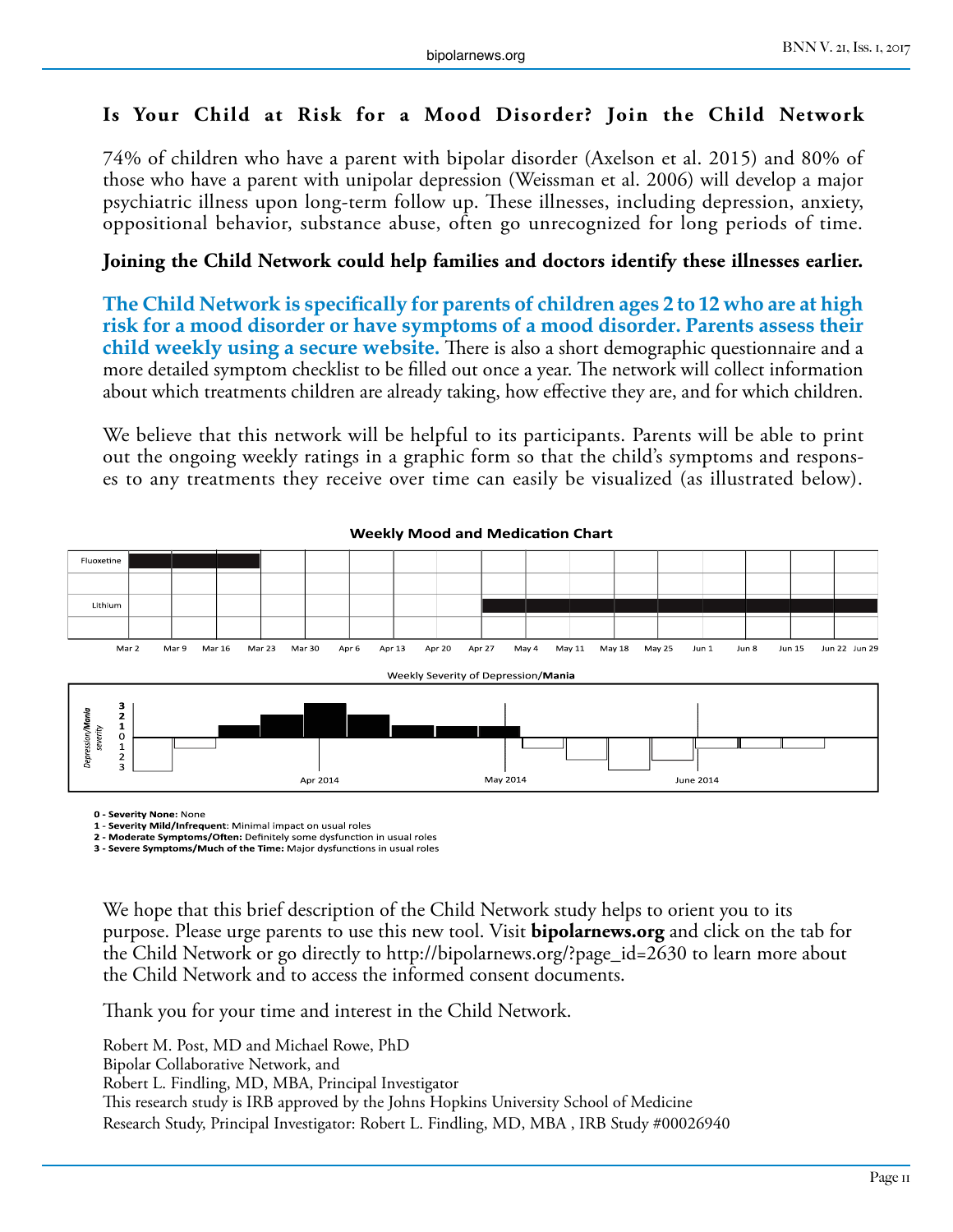**Is Your Child at Risk for a Mood Disorder? Join the Child Network**

74% of children who have a parent with bipolar disorder (Axelson et al. 2015) and 80% of those who have a parent with unipolar depression (Weissman et al. 2006) will develop a major psychiatric illness upon long-term follow up. These illnesses, including depression, anxiety, oppositional behavior, substance abuse, often go unrecognized for long periods of time.

**Joining the Child Network could help families and doctors identify these illnesses earlier.**

**The Child Network is specifically for parents of children ages 2 to 12 who are at high risk for a mood disorder or have symptoms of a mood disorder. Parents assess their child weekly using a secure website.** There is also a short demographic questionnaire and a more detailed symptom checklist to be filled out once a year. The network will collect information about which treatments children are already taking, how effective they are, and for which children.

We believe that this network will be helpful to its participants. Parents will be able to print out the ongoing weekly ratings in a graphic form so that the child's symptoms and responses to any treatments they receive over time can easily be visualized (as illustrated below).

**Weekly Mood and Medication Chart**

| | Mar 2 | Mar 9 | Mar 16 | Mar 23 | Mar 30 | Apr 6 | Apr 13 | Apr 20 | Apr 27 | May 4 | May 11 | May 18 | May 25 | Jun 1 | Jun 8 | Jun 15 | Jun 22 |
|---|---|---|---|---|---|---|---|---|---|---|---|---|---|---|---|---|---|
| Fluoxetine | ■ | ■ | ■ | | | | | | | | | | | | | | |
| | | | | | | | | | | | | | | | | | |
| Lithium | | | | | | | | | ■ | ■ | ■ | ■ | ■ | ■ | ■ | ■ | ■ |
| | | | | | | | | | | | | | | | | | |

Weekly Severity of Depression/**Mania**

*Depression/**Mania** severity* (3, 2, 1, 0, 1, 2, 3) — Apr 2014, May 2014, June 2014

**0 - Severity None:** None
**1 - Severity Mild/Infrequent**: Minimal impact on usual roles
**2 - Moderate Symptoms/Often:** Definitely some dysfunction in usual roles
**3 - Severe Symptoms/Much of the Time:** Major dysfunctions in usual roles

We hope that this brief description of the Child Network study helps to orient you to its purpose. Please urge parents to use this new tool. Visit **bipolarnews.org** and click on the tab for the Child Network or go directly to http://bipolarnews.org/?page_id=2630 to learn more about the Child Network and to access the informed consent documents.

Thank you for your time and interest in the Child Network.

Robert M. Post, MD and Michael Rowe, PhD
Bipolar Collaborative Network, and
Robert L. Findling, MD, MBA, Principal Investigator
This research study is IRB approved by the Johns Hopkins University School of Medicine
Research Study, Principal Investigator: Robert L. Findling, MD, MBA , IRB Study #00026940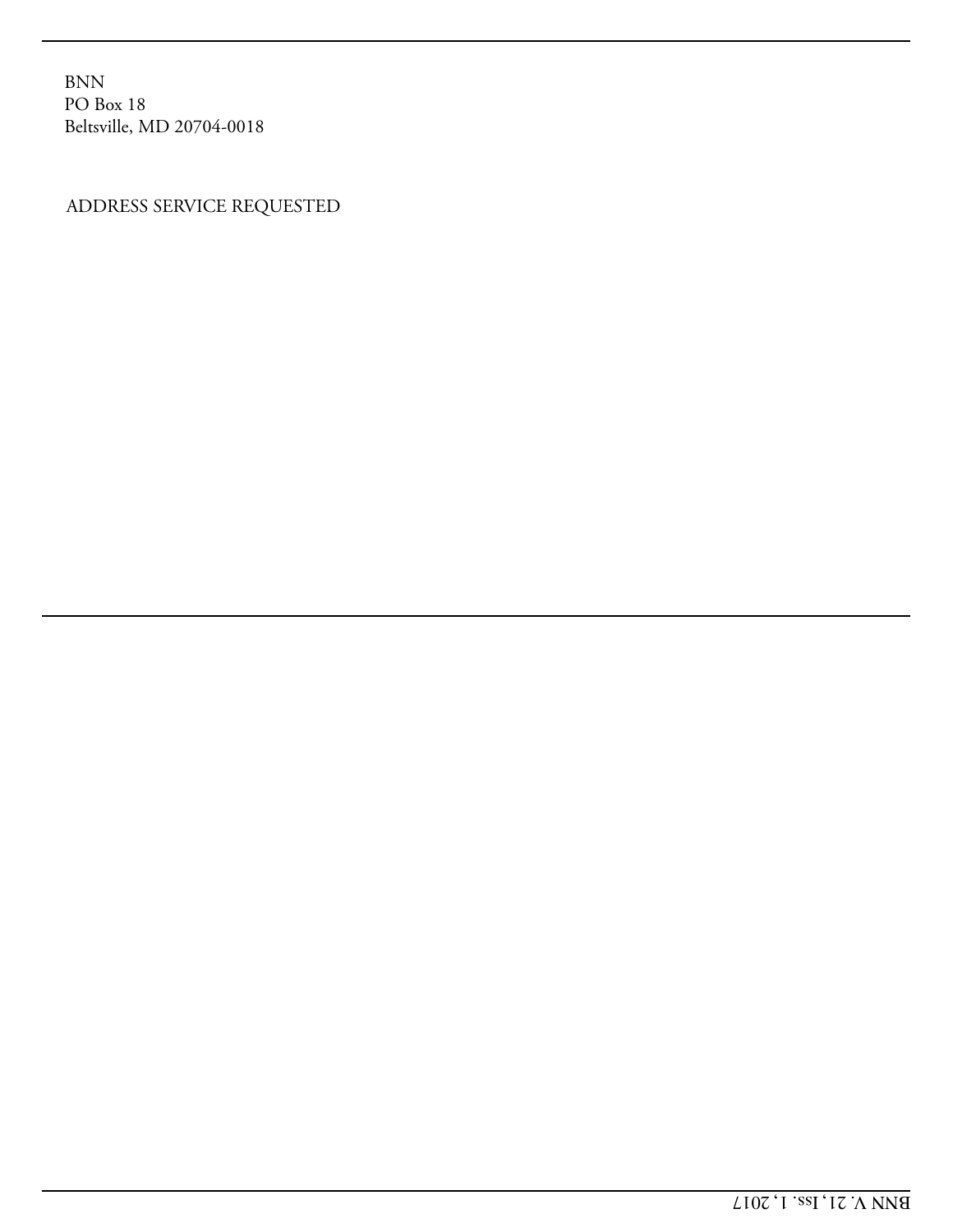BNN
PO Box 18
Beltsville, MD 20704-0018

ADDRESS SERVICE REQUESTED